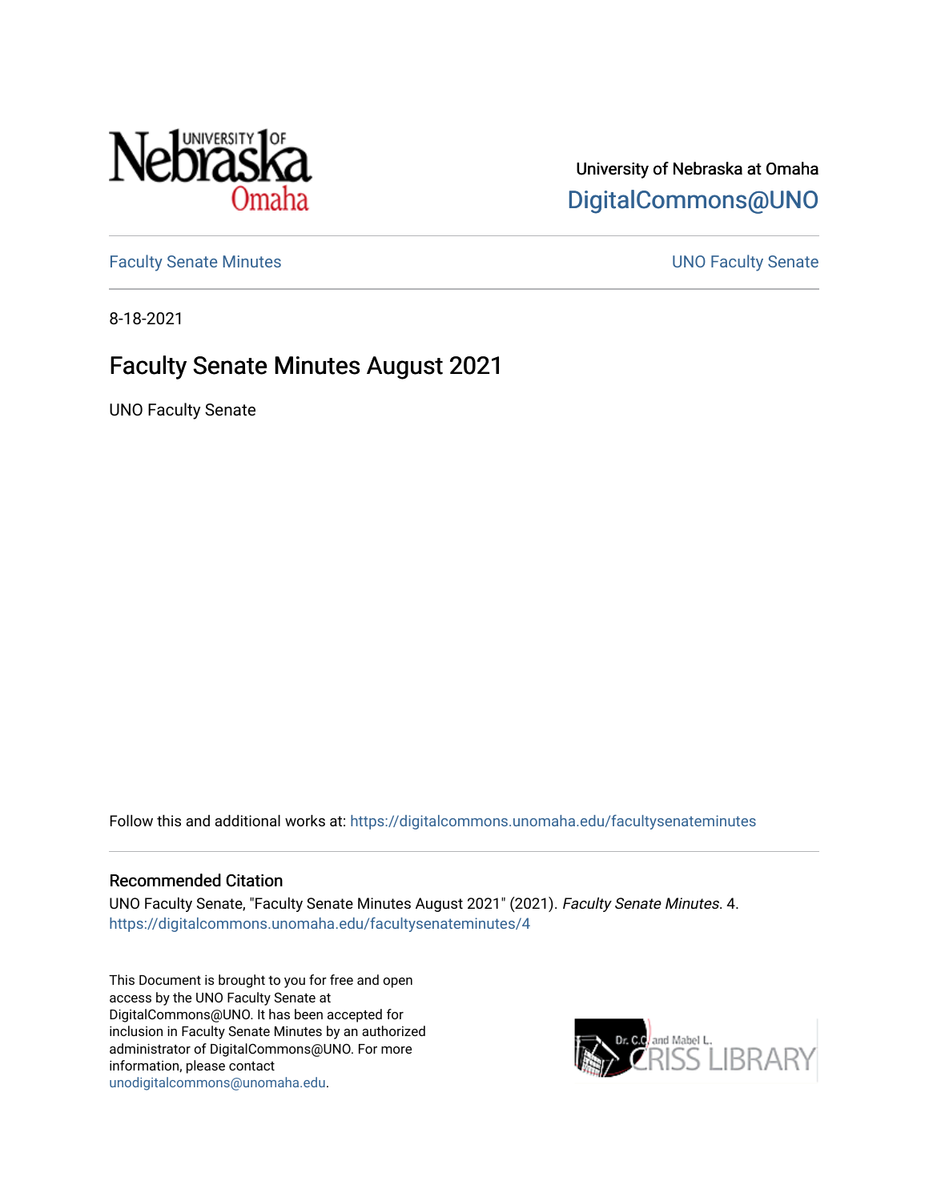University of Nebraska at Omaha

DigitalCommons@UNO

Faculty Senate Minutes

UNO Faculty Senate

8-18-2021

# Faculty Senate Minutes August 2021

UNO Faculty Senate

Follow this and additional works at: https://digitalcommons.unomaha.edu/facultysenateminutes

## Recommended Citation

UNO Faculty Senate, "Faculty Senate Minutes August 2021" (2021). *Faculty Senate Minutes*. 4.
https://digitalcommons.unomaha.edu/facultysenateminutes/4

This Document is brought to you for free and open access by the UNO Faculty Senate at DigitalCommons@UNO. It has been accepted for inclusion in Faculty Senate Minutes by an authorized administrator of DigitalCommons@UNO. For more information, please contact unodigitalcommons@unomaha.edu.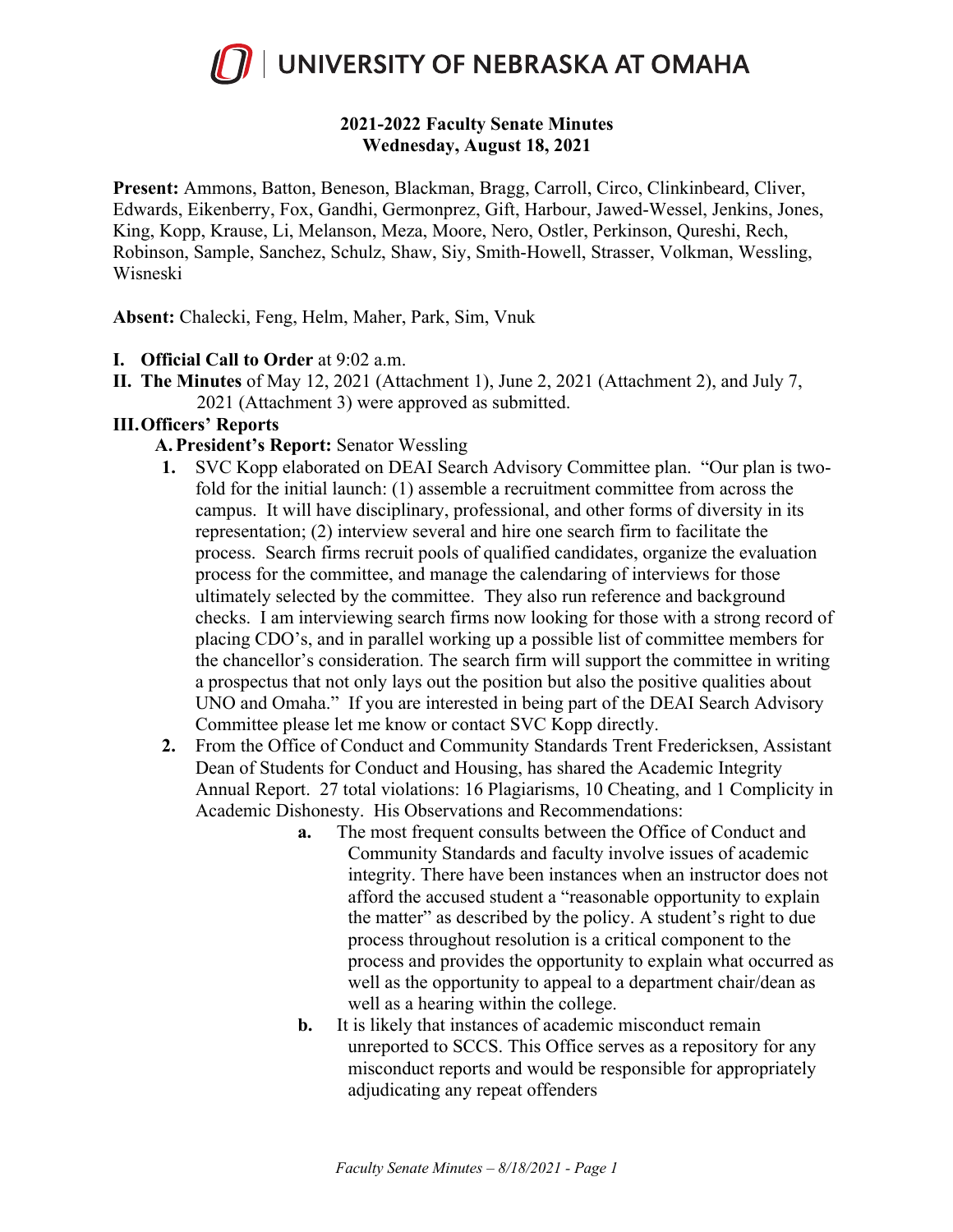# UNIVERSITY OF NEBRASKA AT OMAHA

**2021-2022 Faculty Senate Minutes**
**Wednesday, August 18, 2021**

**Present:** Ammons, Batton, Beneson, Blackman, Bragg, Carroll, Circo, Clinkinbeard, Cliver, Edwards, Eikenberry, Fox, Gandhi, Germonprez, Gift, Harbour, Jawed-Wessel, Jenkins, Jones, King, Kopp, Krause, Li, Melanson, Meza, Moore, Nero, Ostler, Perkinson, Qureshi, Rech, Robinson, Sample, Sanchez, Schulz, Shaw, Siy, Smith-Howell, Strasser, Volkman, Wessling, Wisneski

**Absent:** Chalecki, Feng, Helm, Maher, Park, Sim, Vnuk

**I. Official Call to Order** at 9:02 a.m.

**II. The Minutes** of May 12, 2021 (Attachment 1), June 2, 2021 (Attachment 2), and July 7, 2021 (Attachment 3) were approved as submitted.

**III. Officers' Reports**

**A. President's Report:** Senator Wessling

1. SVC Kopp elaborated on DEAI Search Advisory Committee plan. "Our plan is two-fold for the initial launch: (1) assemble a recruitment committee from across the campus. It will have disciplinary, professional, and other forms of diversity in its representation; (2) interview several and hire one search firm to facilitate the process. Search firms recruit pools of qualified candidates, organize the evaluation process for the committee, and manage the calendaring of interviews for those ultimately selected by the committee. They also run reference and background checks. I am interviewing search firms now looking for those with a strong record of placing CDO's, and in parallel working up a possible list of committee members for the chancellor's consideration. The search firm will support the committee in writing a prospectus that not only lays out the position but also the positive qualities about UNO and Omaha." If you are interested in being part of the DEAI Search Advisory Committee please let me know or contact SVC Kopp directly.
2. From the Office of Conduct and Community Standards Trent Fredericksen, Assistant Dean of Students for Conduct and Housing, has shared the Academic Integrity Annual Report. 27 total violations: 16 Plagiarisms, 10 Cheating, and 1 Complicity in Academic Dishonesty. His Observations and Recommendations:
   - **a.** The most frequent consults between the Office of Conduct and Community Standards and faculty involve issues of academic integrity. There have been instances when an instructor does not afford the accused student a "reasonable opportunity to explain the matter" as described by the policy. A student's right to due process throughout resolution is a critical component to the process and provides the opportunity to explain what occurred as well as the opportunity to appeal to a department chair/dean as well as a hearing within the college.
   - **b.** It is likely that instances of academic misconduct remain unreported to SCCS. This Office serves as a repository for any misconduct reports and would be responsible for appropriately adjudicating any repeat offenders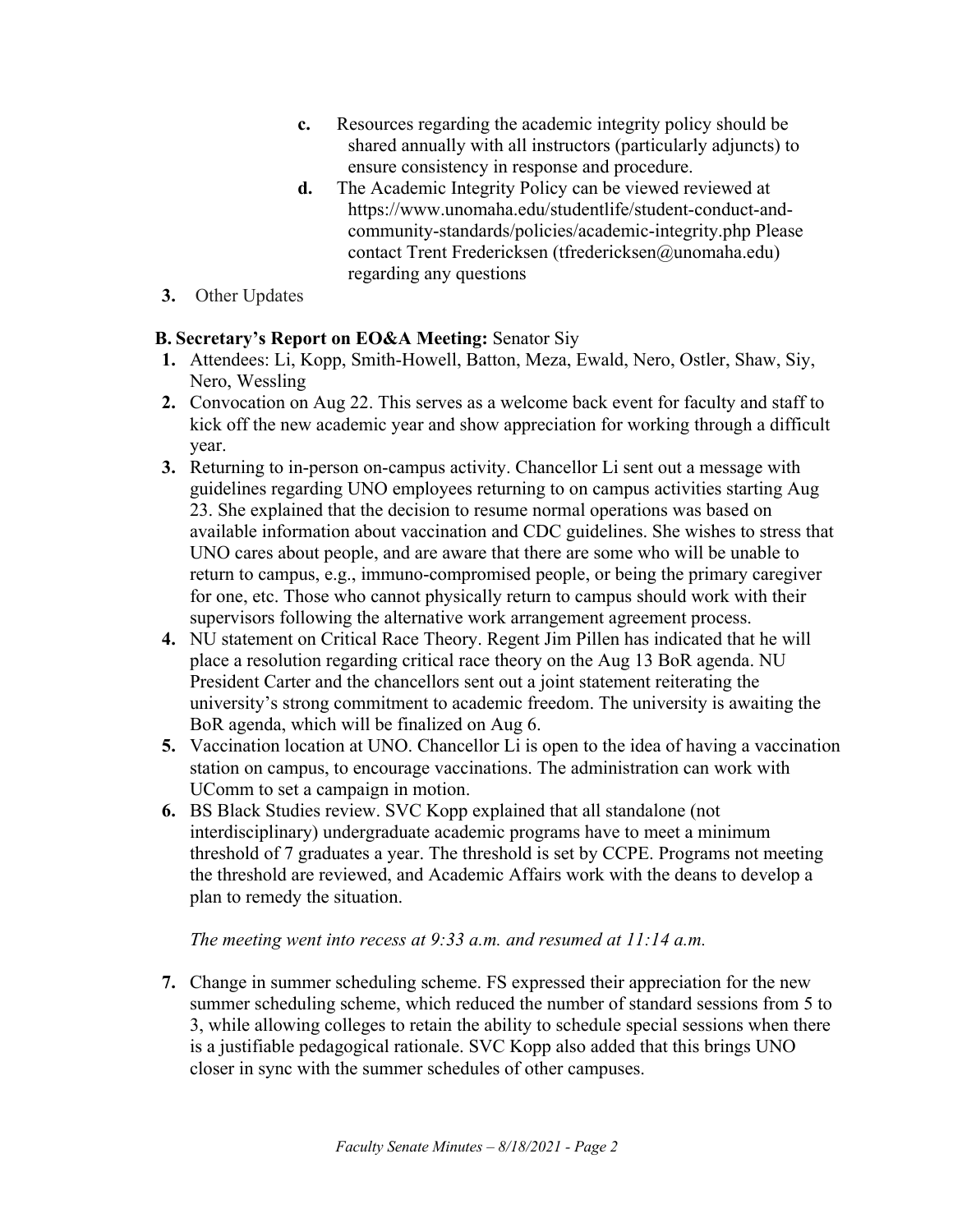c. Resources regarding the academic integrity policy should be shared annually with all instructors (particularly adjuncts) to ensure consistency in response and procedure.

d. The Academic Integrity Policy can be viewed reviewed at https://www.unomaha.edu/studentlife/student-conduct-and-community-standards/policies/academic-integrity.php Please contact Trent Fredericksen (tfredericksen@unomaha.edu) regarding any questions

3. Other Updates

**B. Secretary's Report on EO&A Meeting:** Senator Siy

1. Attendees: Li, Kopp, Smith-Howell, Batton, Meza, Ewald, Nero, Ostler, Shaw, Siy, Nero, Wessling
2. Convocation on Aug 22. This serves as a welcome back event for faculty and staff to kick off the new academic year and show appreciation for working through a difficult year.
3. Returning to in-person on-campus activity. Chancellor Li sent out a message with guidelines regarding UNO employees returning to on campus activities starting Aug 23. She explained that the decision to resume normal operations was based on available information about vaccination and CDC guidelines. She wishes to stress that UNO cares about people, and are aware that there are some who will be unable to return to campus, e.g., immuno-compromised people, or being the primary caregiver for one, etc. Those who cannot physically return to campus should work with their supervisors following the alternative work arrangement agreement process.
4. NU statement on Critical Race Theory. Regent Jim Pillen has indicated that he will place a resolution regarding critical race theory on the Aug 13 BoR agenda. NU President Carter and the chancellors sent out a joint statement reiterating the university's strong commitment to academic freedom. The university is awaiting the BoR agenda, which will be finalized on Aug 6.
5. Vaccination location at UNO. Chancellor Li is open to the idea of having a vaccination station on campus, to encourage vaccinations. The administration can work with UComm to set a campaign in motion.
6. BS Black Studies review. SVC Kopp explained that all standalone (not interdisciplinary) undergraduate academic programs have to meet a minimum threshold of 7 graduates a year. The threshold is set by CCPE. Programs not meeting the threshold are reviewed, and Academic Affairs work with the deans to develop a plan to remedy the situation.

*The meeting went into recess at 9:33 a.m. and resumed at 11:14 a.m.*

7. Change in summer scheduling scheme. FS expressed their appreciation for the new summer scheduling scheme, which reduced the number of standard sessions from 5 to 3, while allowing colleges to retain the ability to schedule special sessions when there is a justifiable pedagogical rationale. SVC Kopp also added that this brings UNO closer in sync with the summer schedules of other campuses.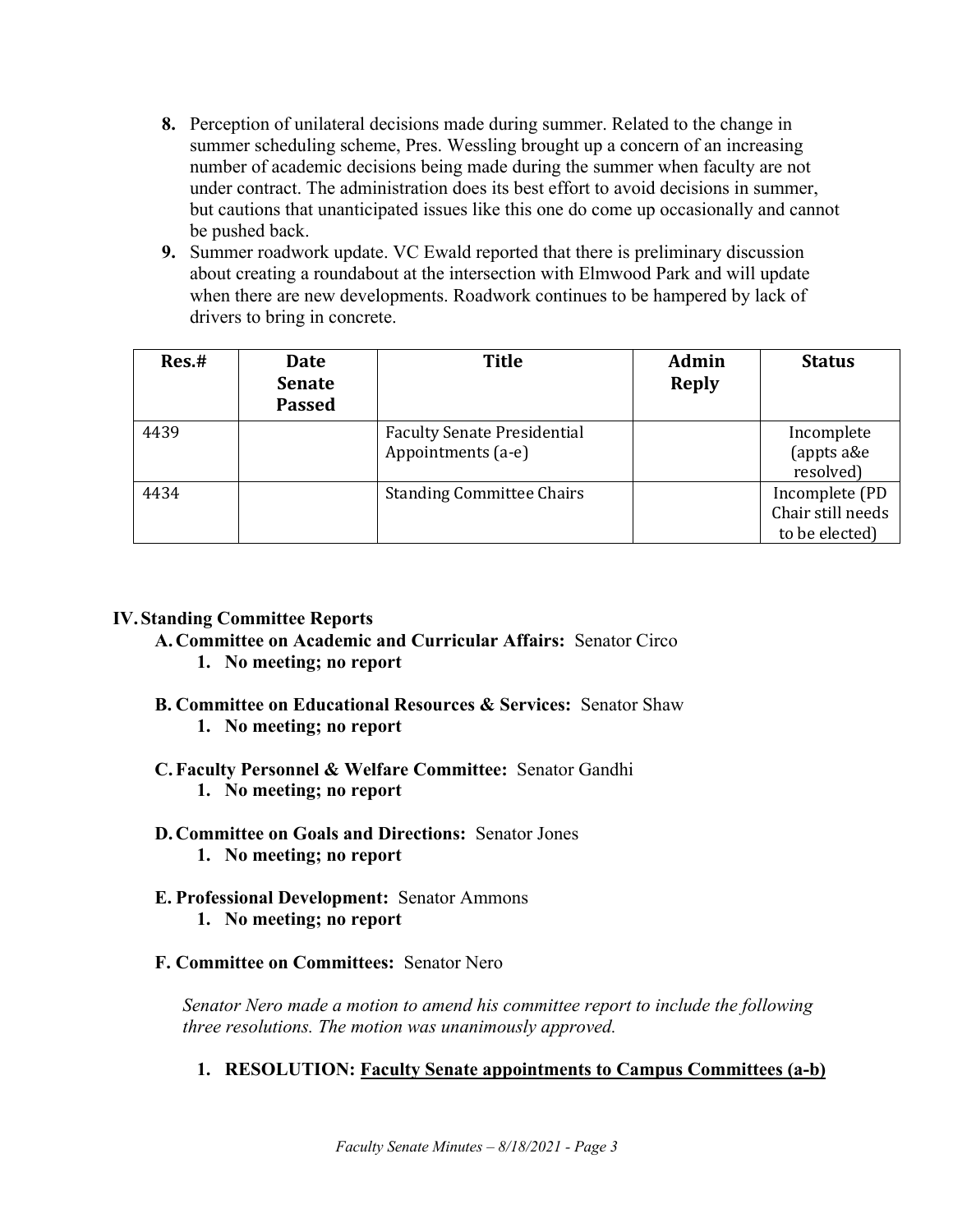8. **Perception of unilateral decisions made during summer.** Related to the change in summer scheduling scheme, Pres. Wessling brought up a concern of an increasing number of academic decisions being made during the summer when faculty are not under contract. The administration does its best effort to avoid decisions in summer, but cautions that unanticipated issues like this one do come up occasionally and cannot be pushed back.
9. **Summer roadwork update.** VC Ewald reported that there is preliminary discussion about creating a roundabout at the intersection with Elmwood Park and will update when there are new developments. Roadwork continues to be hampered by lack of drivers to bring in concrete.

| Res.# | Date Senate Passed | Title | Admin Reply | Status |
|---|---|---|---|---|
| 4439 | | Faculty Senate Presidential Appointments (a-e) | | Incomplete (appts a&e resolved) |
| 4434 | | Standing Committee Chairs | | Incomplete (PD Chair still needs to be elected) |

## IV. Standing Committee Reports

### A. Committee on Academic and Curricular Affairs: Senator Circo

1. **No meeting; no report**

### B. Committee on Educational Resources & Services: Senator Shaw

1. **No meeting; no report**

### C. Faculty Personnel & Welfare Committee: Senator Gandhi

1. **No meeting; no report**

### D. Committee on Goals and Directions: Senator Jones

1. **No meeting; no report**

### E. Professional Development: Senator Ammons

1. **No meeting; no report**

### F. Committee on Committees: Senator Nero

*Senator Nero made a motion to amend his committee report to include the following three resolutions. The motion was unanimously approved.*

1. **RESOLUTION: Faculty Senate appointments to Campus Committees (a-b)**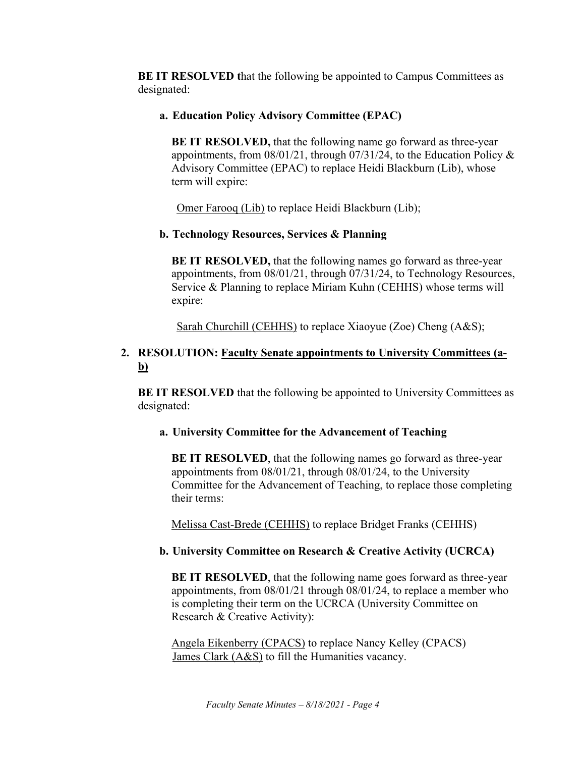**BE IT RESOLVED t**hat the following be appointed to Campus Committees as designated:

**a. Education Policy Advisory Committee (EPAC)**

**BE IT RESOLVED,** that the following name go forward as three-year appointments, from 08/01/21, through 07/31/24, to the Education Policy & Advisory Committee (EPAC) to replace Heidi Blackburn (Lib), whose term will expire:

<u>Omer Farooq (Lib)</u> to replace Heidi Blackburn (Lib);

**b. Technology Resources, Services & Planning**

**BE IT RESOLVED,** that the following names go forward as three-year appointments, from 08/01/21, through 07/31/24, to Technology Resources, Service & Planning to replace Miriam Kuhn (CEHHS) whose terms will expire:

<u>Sarah Churchill (CEHHS)</u> to replace Xiaoyue (Zoe) Cheng (A&S);

**2. RESOLUTION: <u>Faculty Senate appointments to University Committees (a-b)</u>**

**BE IT RESOLVED** that the following be appointed to University Committees as designated:

**a. University Committee for the Advancement of Teaching**

**BE IT RESOLVED**, that the following names go forward as three-year appointments from 08/01/21, through 08/01/24, to the University Committee for the Advancement of Teaching, to replace those completing their terms:

<u>Melissa Cast-Brede (CEHHS)</u> to replace Bridget Franks (CEHHS)

**b. University Committee on Research & Creative Activity (UCRCA)**

**BE IT RESOLVED**, that the following name goes forward as three-year appointments, from 08/01/21 through 08/01/24, to replace a member who is completing their term on the UCRCA (University Committee on Research & Creative Activity):

<u>Angela Eikenberry (CPACS)</u> to replace Nancy Kelley (CPACS)
<u>James Clark (A&S)</u> to fill the Humanities vacancy.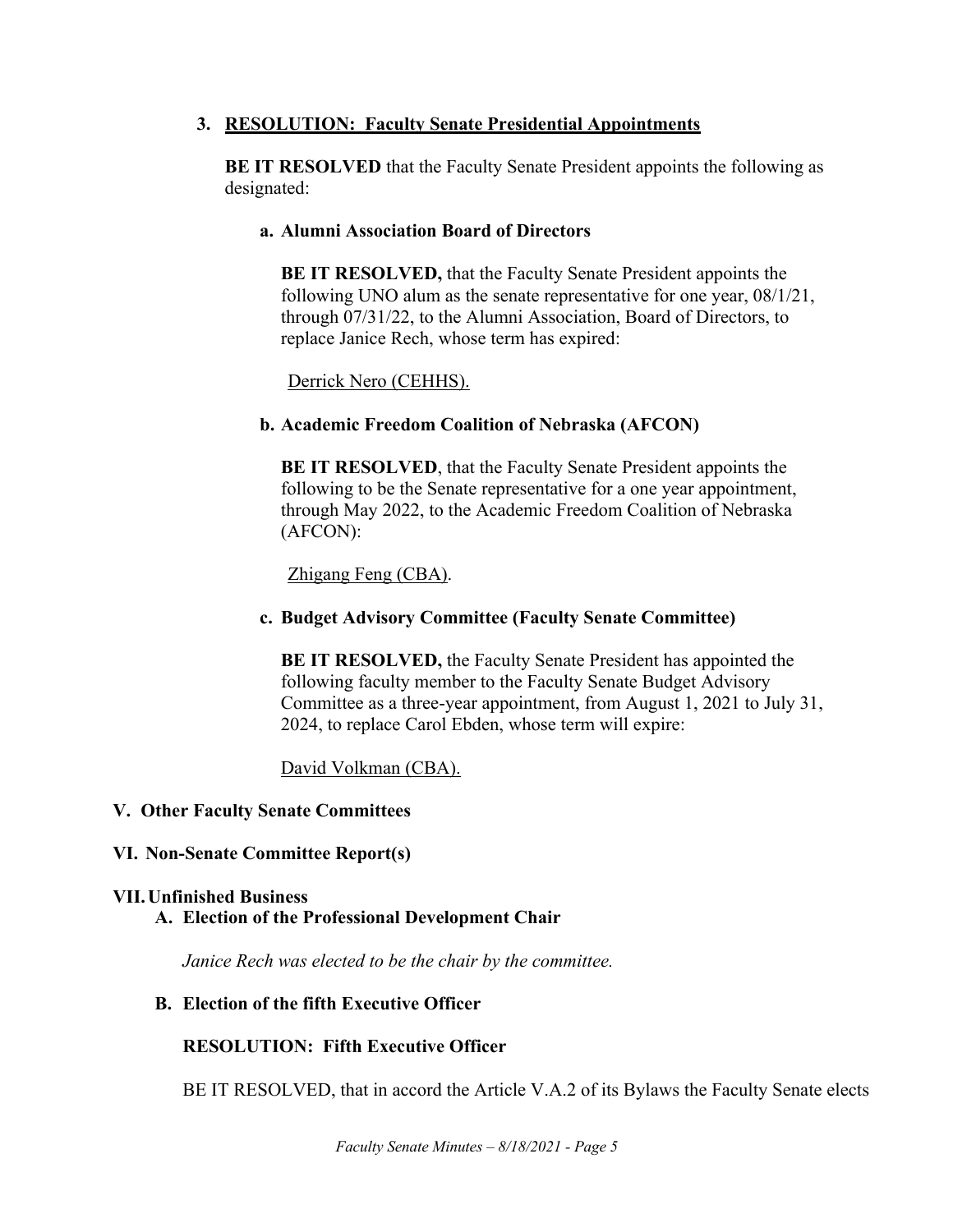3. **<u>RESOLUTION: Faculty Senate Presidential Appointments</u>**

   **BE IT RESOLVED** that the Faculty Senate President appoints the following as designated:

   **a. Alumni Association Board of Directors**

   **BE IT RESOLVED,** that the Faculty Senate President appoints the following UNO alum as the senate representative for one year, 08/1/21, through 07/31/22, to the Alumni Association, Board of Directors, to replace Janice Rech, whose term has expired:

   <u>Derrick Nero (CEHHS).</u>

   **b. Academic Freedom Coalition of Nebraska (AFCON)**

   **BE IT RESOLVED**, that the Faculty Senate President appoints the following to be the Senate representative for a one year appointment, through May 2022, to the Academic Freedom Coalition of Nebraska (AFCON):

   <u>Zhigang Feng (CBA)</u>.

   **c. Budget Advisory Committee (Faculty Senate Committee)**

   **BE IT RESOLVED,** the Faculty Senate President has appointed the following faculty member to the Faculty Senate Budget Advisory Committee as a three-year appointment, from August 1, 2021 to July 31, 2024, to replace Carol Ebden, whose term will expire:

   <u>David Volkman (CBA).</u>

## V. Other Faculty Senate Committees

## VI. Non-Senate Committee Report(s)

## VII. Unfinished Business

### A. Election of the Professional Development Chair

*Janice Rech was elected to be the chair by the committee.*

### B. Election of the fifth Executive Officer

**RESOLUTION: Fifth Executive Officer**

BE IT RESOLVED, that in accord the Article V.A.2 of its Bylaws the Faculty Senate elects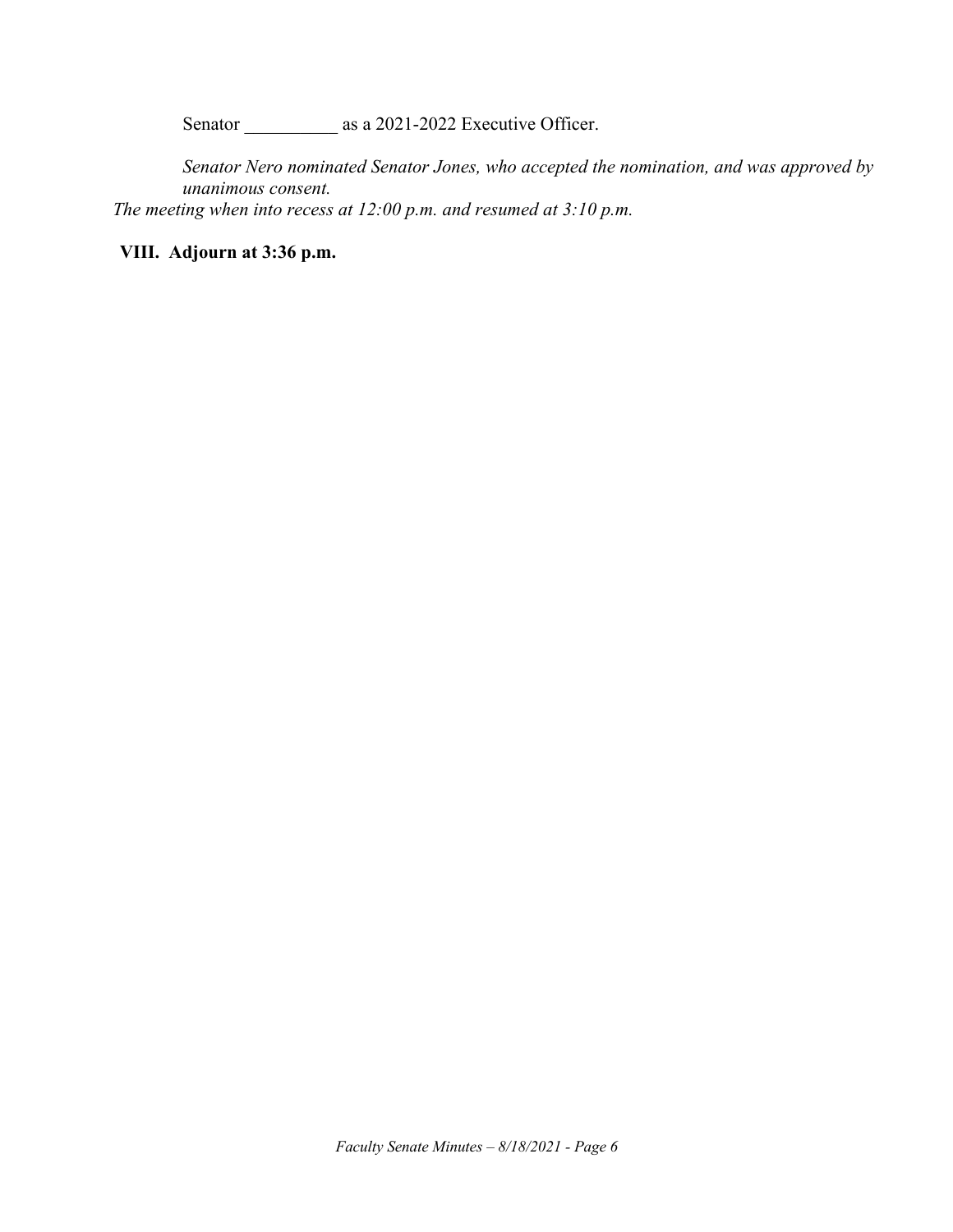Senator __________ as a 2021-2022 Executive Officer.

*Senator Nero nominated Senator Jones, who accepted the nomination, and was approved by unanimous consent.*

*The meeting when into recess at 12:00 p.m. and resumed at 3:10 p.m.*

**VIII. Adjourn at 3:36 p.m.**